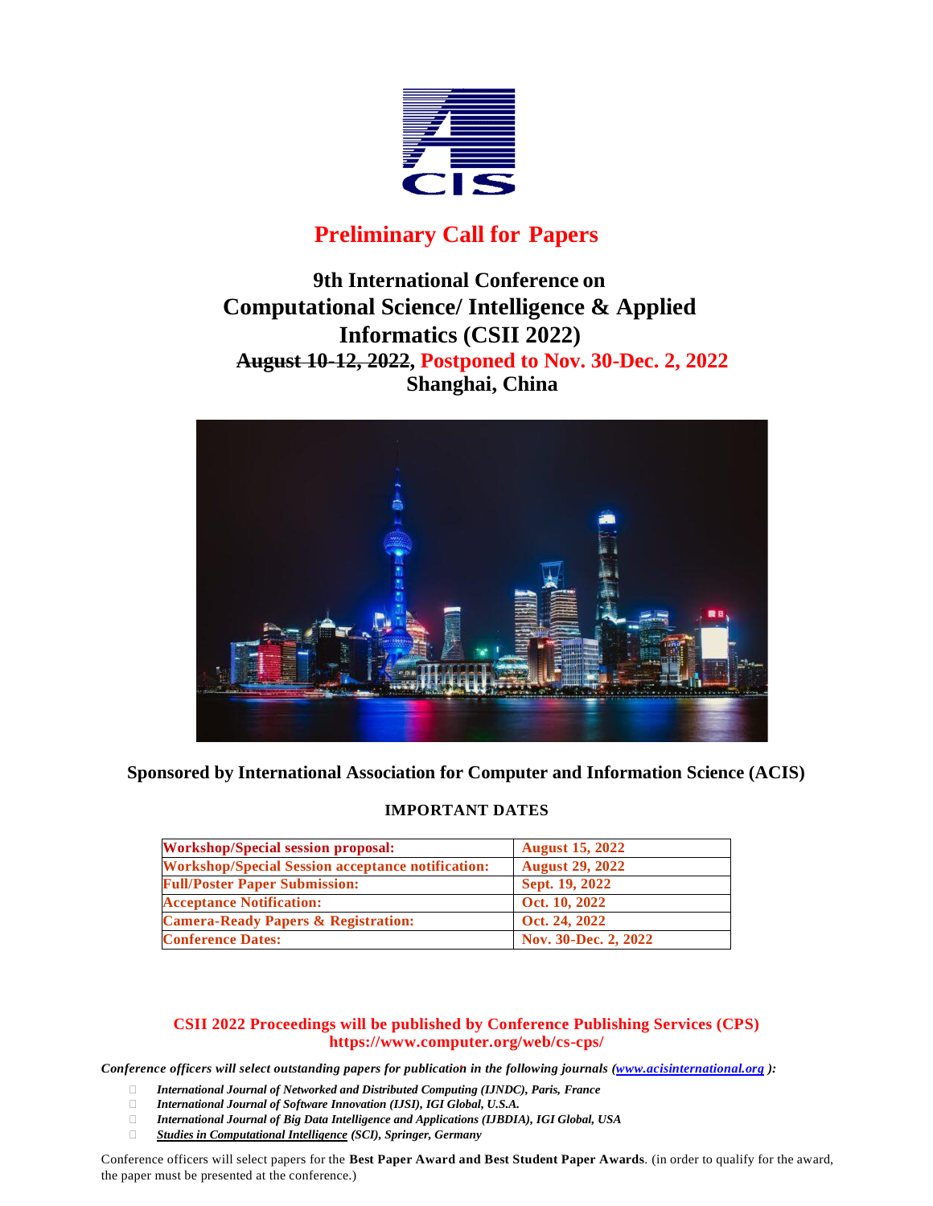# Preliminary Call for Papers

## 9th International Conference on Computational Science/ Intelligence & Applied Informatics (CSII 2022)

**~~August 10-12, 2022~~, Postponed to Nov. 30-Dec. 2, 2022**

**Shanghai, China**

**Sponsored by International Association for Computer and Information Science (ACIS)**

### IMPORTANT DATES

| | |
|---|---|
| **Workshop/Special session proposal:** | **August 15, 2022** |
| **Workshop/Special Session acceptance notification:** | **August 29, 2022** |
| **Full/Poster Paper Submission:** | **Sept. 19, 2022** |
| **Acceptance Notification:** | **Oct. 10, 2022** |
| **Camera-Ready Papers & Registration:** | **Oct. 24, 2022** |
| **Conference Dates:** | **Nov. 30-Dec. 2, 2022** |

**CSII 2022 Proceedings will be published by Conference Publishing Services (CPS)**
**https://www.computer.org/web/cs-cps/**

***Conference officers will select outstanding papers for publication in the following journals (www.acisinternational.org ):***

- ***International Journal of Networked and Distributed Computing (IJNDC), Paris, France***
- ***International Journal of Software Innovation (IJSI), IGI Global, U.S.A.***
- ***International Journal of Big Data Intelligence and Applications (IJBDIA), IGI Global, USA***
- ***Studies in Computational Intelligence (SCI), Springer, Germany***

Conference officers will select papers for the **Best Paper Award and Best Student Paper Awards**. (in order to qualify for the award, the paper must be presented at the conference.)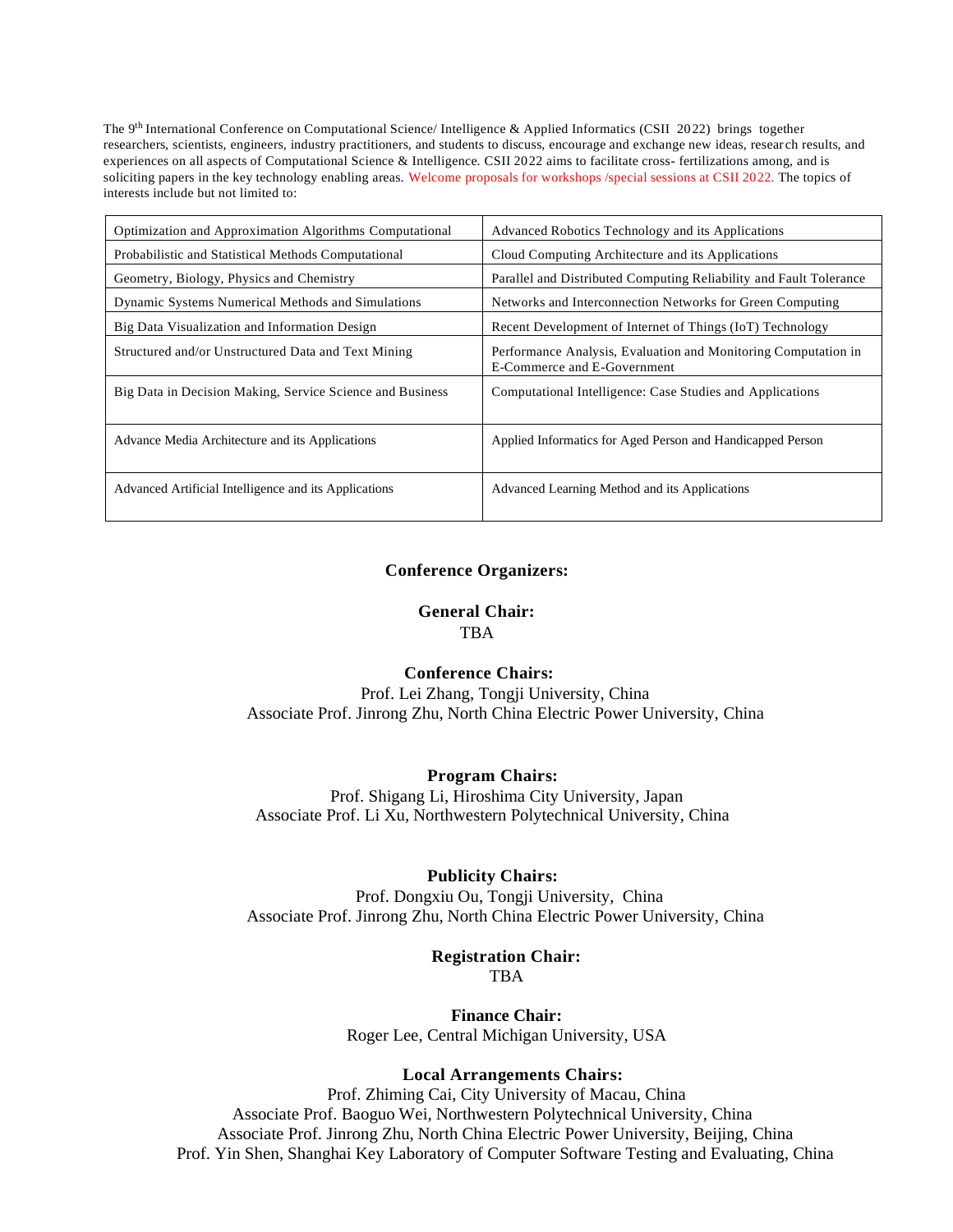The 9th International Conference on Computational Science/ Intelligence & Applied Informatics (CSII 2022) brings together researchers, scientists, engineers, industry practitioners, and students to discuss, encourage and exchange new ideas, research results, and experiences on all aspects of Computational Science & Intelligence. CSII 2022 aims to facilitate cross- fertilizations among, and is soliciting papers in the key technology enabling areas. Welcome proposals for workshops /special sessions at CSII 2022. The topics of interests include but not limited to:

| | |
|---|---|
| Optimization and Approximation Algorithms Computational | Advanced Robotics Technology and its Applications |
| Probabilistic and Statistical Methods Computational | Cloud Computing Architecture and its Applications |
| Geometry, Biology, Physics and Chemistry | Parallel and Distributed Computing Reliability and Fault Tolerance |
| Dynamic Systems Numerical Methods and Simulations | Networks and Interconnection Networks for Green Computing |
| Big Data Visualization and Information Design | Recent Development of Internet of Things (IoT) Technology |
| Structured and/or Unstructured Data and Text Mining | Performance Analysis, Evaluation and Monitoring Computation in E-Commerce and E-Government |
| Big Data in Decision Making, Service Science and Business | Computational Intelligence: Case Studies and Applications |
| Advance Media Architecture and its Applications | Applied Informatics for Aged Person and Handicapped Person |
| Advanced Artificial Intelligence and its Applications | Advanced Learning Method and its Applications |

**Conference Organizers:**

**General Chair:**
TBA

**Conference Chairs:**
Prof. Lei Zhang, Tongji University, China
Associate Prof. Jinrong Zhu, North China Electric Power University, China

**Program Chairs:**
Prof. Shigang Li, Hiroshima City University, Japan
Associate Prof. Li Xu, Northwestern Polytechnical University, China

**Publicity Chairs:**
Prof. Dongxiu Ou, Tongji University, China
Associate Prof. Jinrong Zhu, North China Electric Power University, China

**Registration Chair:**
TBA

**Finance Chair:**
Roger Lee, Central Michigan University, USA

**Local Arrangements Chairs:**
Prof. Zhiming Cai, City University of Macau, China
Associate Prof. Baoguo Wei, Northwestern Polytechnical University, China
Associate Prof. Jinrong Zhu, North China Electric Power University, Beijing, China
Prof. Yin Shen, Shanghai Key Laboratory of Computer Software Testing and Evaluating, China